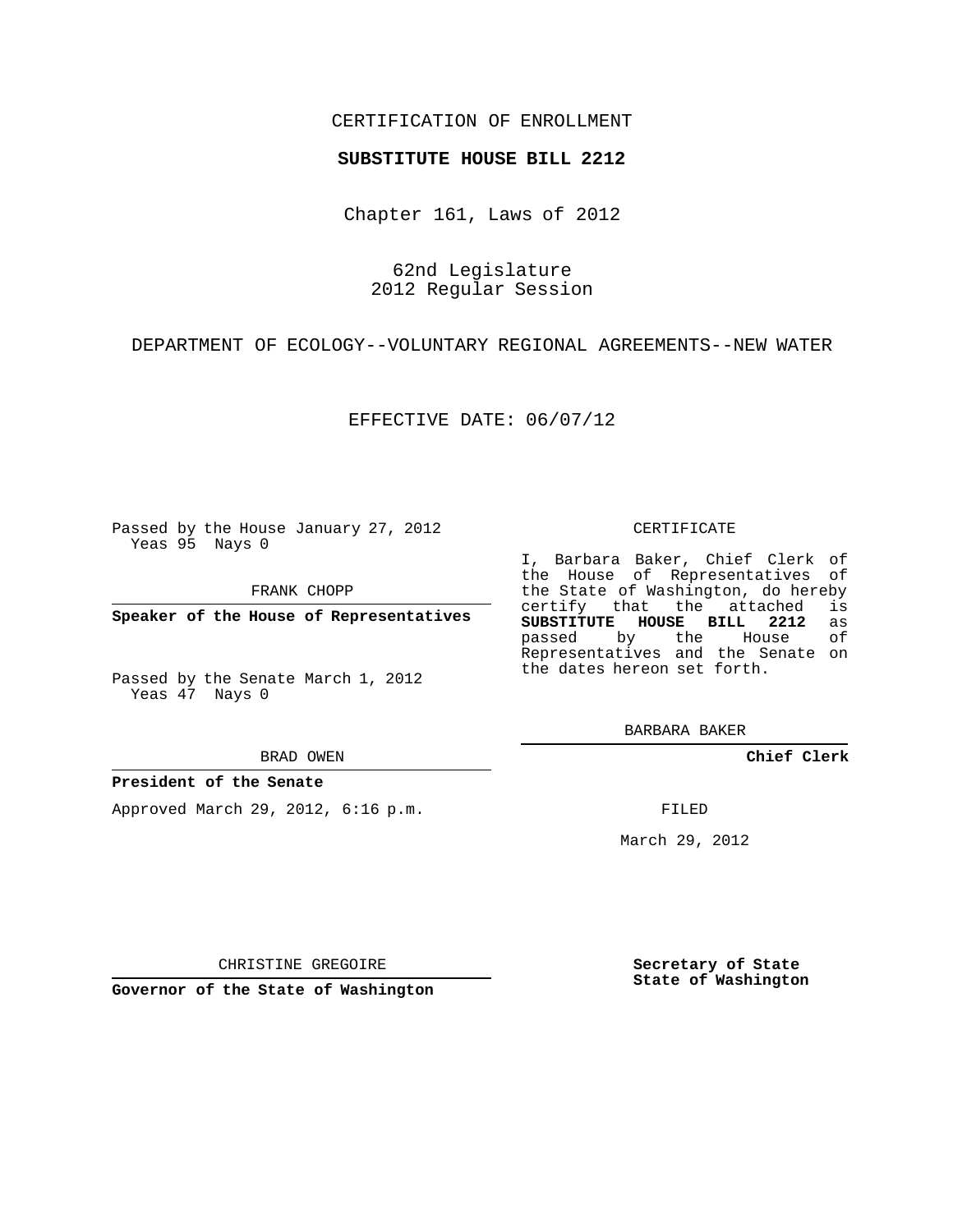CERTIFICATION OF ENROLLMENT

**SUBSTITUTE HOUSE BILL 2212**

Chapter 161, Laws of 2012

62nd Legislature
2012 Regular Session

DEPARTMENT OF ECOLOGY--VOLUNTARY REGIONAL AGREEMENTS--NEW WATER

EFFECTIVE DATE: 06/07/12

Passed by the House January 27, 2012
Yeas 95 Nays 0

FRANK CHOPP

**Speaker of the House of Representatives**

Passed by the Senate March 1, 2012
Yeas 47 Nays 0

BRAD OWEN

**President of the Senate**

Approved March 29, 2012, 6:16 p.m.

CHRISTINE GREGOIRE

**Governor of the State of Washington**

CERTIFICATE

I, Barbara Baker, Chief Clerk of the House of Representatives of the State of Washington, do hereby certify that the attached is **SUBSTITUTE HOUSE BILL 2212** as passed by the House of Representatives and the Senate on the dates hereon set forth.

BARBARA BAKER

**Chief Clerk**

FILED

March 29, 2012

**Secretary of State**
**State of Washington**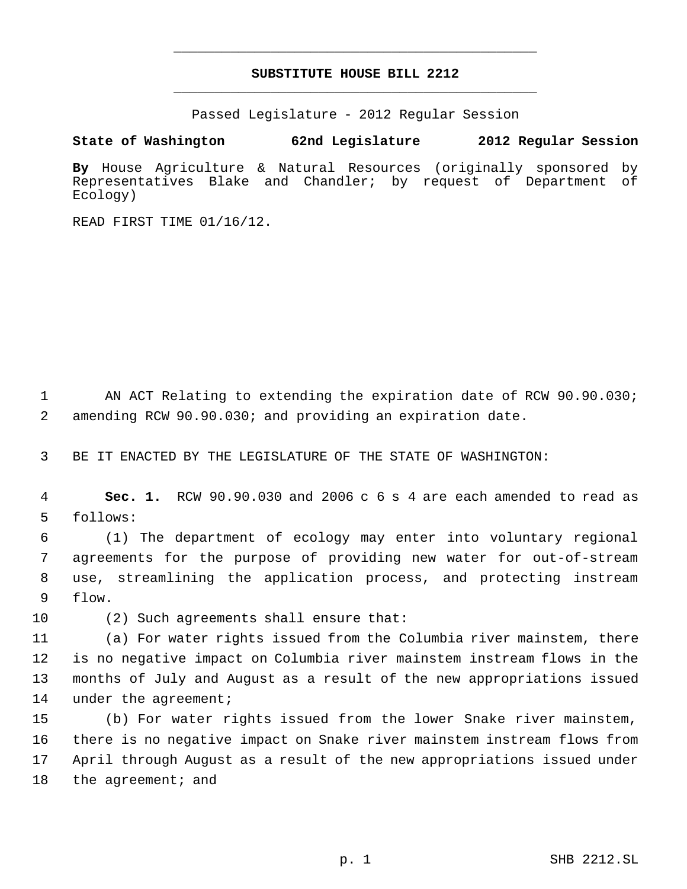# SUBSTITUTE HOUSE BILL 2212

Passed Legislature - 2012 Regular Session

**State of Washington 62nd Legislature 2012 Regular Session**

**By** House Agriculture & Natural Resources (originally sponsored by Representatives Blake and Chandler; by request of Department of Ecology)

READ FIRST TIME 01/16/12.

AN ACT Relating to extending the expiration date of RCW 90.90.030; amending RCW 90.90.030; and providing an expiration date.

BE IT ENACTED BY THE LEGISLATURE OF THE STATE OF WASHINGTON:

**Sec. 1.** RCW 90.90.030 and 2006 c 6 s 4 are each amended to read as follows:

(1) The department of ecology may enter into voluntary regional agreements for the purpose of providing new water for out-of-stream use, streamlining the application process, and protecting instream flow.

(2) Such agreements shall ensure that:

(a) For water rights issued from the Columbia river mainstem, there is no negative impact on Columbia river mainstem instream flows in the months of July and August as a result of the new appropriations issued under the agreement;

(b) For water rights issued from the lower Snake river mainstem, there is no negative impact on Snake river mainstem instream flows from April through August as a result of the new appropriations issued under the agreement; and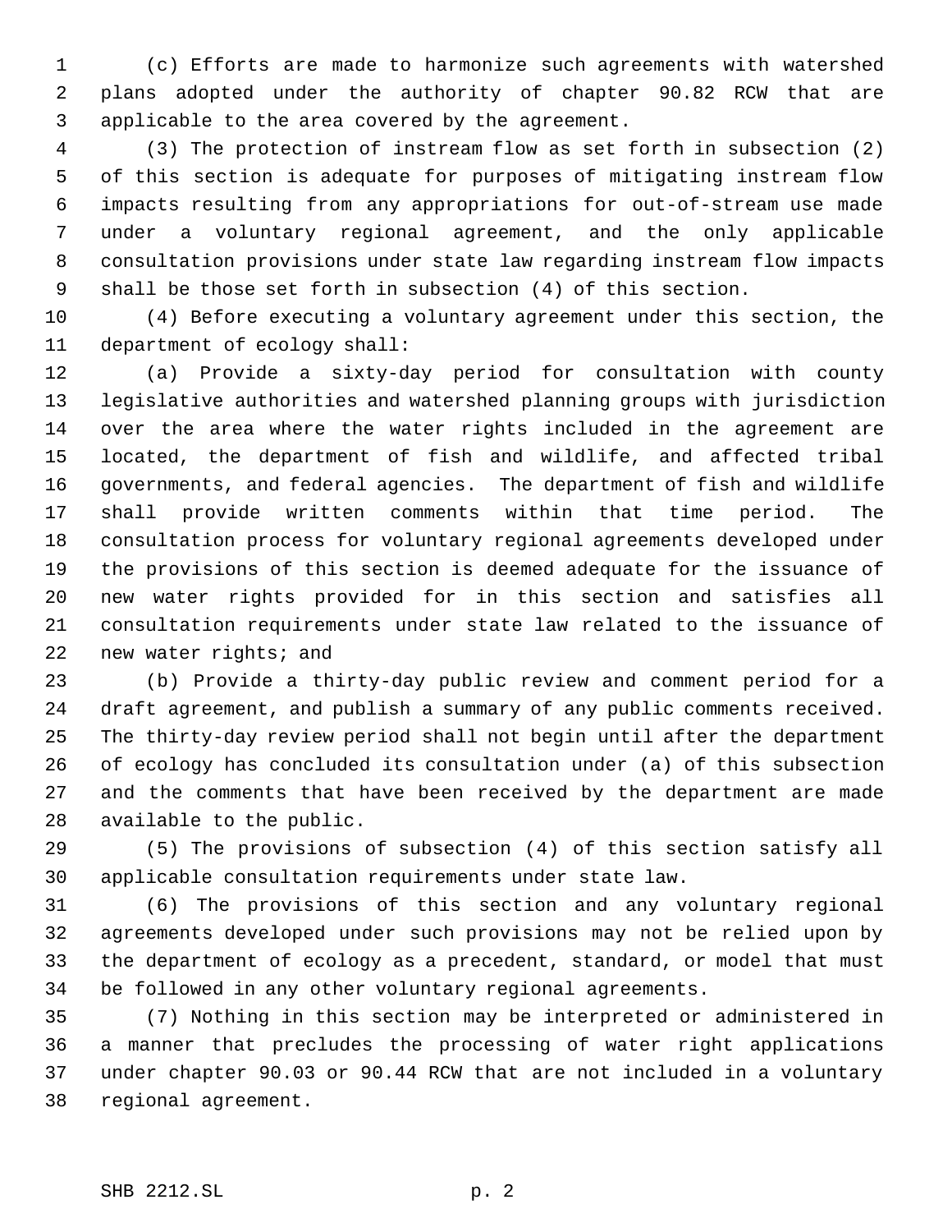(c) Efforts are made to harmonize such agreements with watershed plans adopted under the authority of chapter 90.82 RCW that are applicable to the area covered by the agreement.

(3) The protection of instream flow as set forth in subsection (2) of this section is adequate for purposes of mitigating instream flow impacts resulting from any appropriations for out-of-stream use made under a voluntary regional agreement, and the only applicable consultation provisions under state law regarding instream flow impacts shall be those set forth in subsection (4) of this section.

(4) Before executing a voluntary agreement under this section, the department of ecology shall:

(a) Provide a sixty-day period for consultation with county legislative authorities and watershed planning groups with jurisdiction over the area where the water rights included in the agreement are located, the department of fish and wildlife, and affected tribal governments, and federal agencies. The department of fish and wildlife shall provide written comments within that time period. The consultation process for voluntary regional agreements developed under the provisions of this section is deemed adequate for the issuance of new water rights provided for in this section and satisfies all consultation requirements under state law related to the issuance of new water rights; and

(b) Provide a thirty-day public review and comment period for a draft agreement, and publish a summary of any public comments received. The thirty-day review period shall not begin until after the department of ecology has concluded its consultation under (a) of this subsection and the comments that have been received by the department are made available to the public.

(5) The provisions of subsection (4) of this section satisfy all applicable consultation requirements under state law.

(6) The provisions of this section and any voluntary regional agreements developed under such provisions may not be relied upon by the department of ecology as a precedent, standard, or model that must be followed in any other voluntary regional agreements.

(7) Nothing in this section may be interpreted or administered in a manner that precludes the processing of water right applications under chapter 90.03 or 90.44 RCW that are not included in a voluntary regional agreement.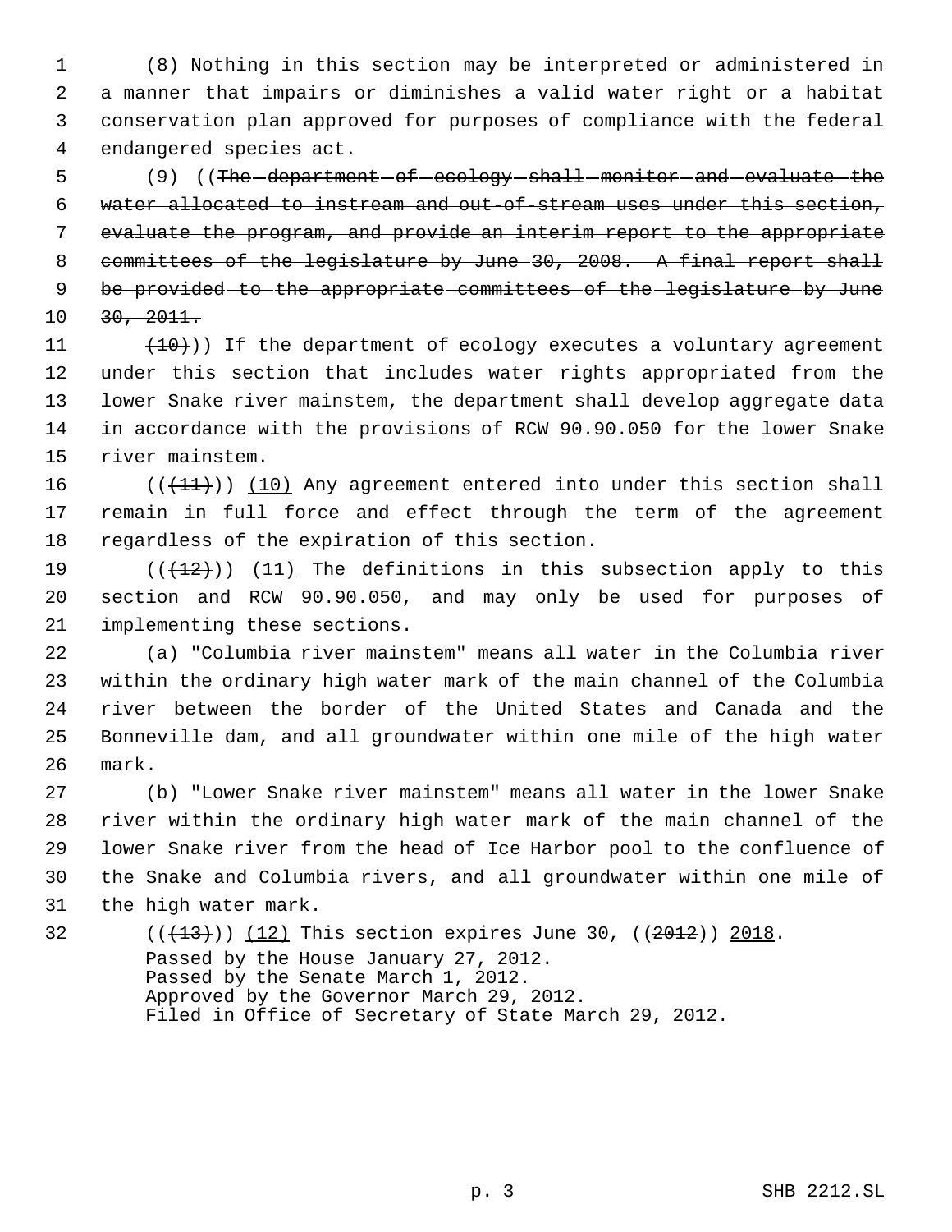(8) Nothing in this section may be interpreted or administered in a manner that impairs or diminishes a valid water right or a habitat conservation plan approved for purposes of compliance with the federal endangered species act.

(9) ((~~The department of ecology shall monitor and evaluate the water allocated to instream and out-of-stream uses under this section, evaluate the program, and provide an interim report to the appropriate committees of the legislature by June 30, 2008. A final report shall be provided to the appropriate committees of the legislature by June 30, 2011.~~

~~(10)~~)) If the department of ecology executes a voluntary agreement under this section that includes water rights appropriated from the lower Snake river mainstem, the department shall develop aggregate data in accordance with the provisions of RCW 90.90.050 for the lower Snake river mainstem.

((~~(11)~~)) <u>(10)</u> Any agreement entered into under this section shall remain in full force and effect through the term of the agreement regardless of the expiration of this section.

((~~(12)~~)) <u>(11)</u> The definitions in this subsection apply to this section and RCW 90.90.050, and may only be used for purposes of implementing these sections.

(a) "Columbia river mainstem" means all water in the Columbia river within the ordinary high water mark of the main channel of the Columbia river between the border of the United States and Canada and the Bonneville dam, and all groundwater within one mile of the high water mark.

(b) "Lower Snake river mainstem" means all water in the lower Snake river within the ordinary high water mark of the main channel of the lower Snake river from the head of Ice Harbor pool to the confluence of the Snake and Columbia rivers, and all groundwater within one mile of the high water mark.

((~~(13)~~)) <u>(12)</u> This section expires June 30, ((~~2012~~)) <u>2018</u>.

Passed by the House January 27, 2012.
Passed by the Senate March 1, 2012.
Approved by the Governor March 29, 2012.
Filed in Office of Secretary of State March 29, 2012.